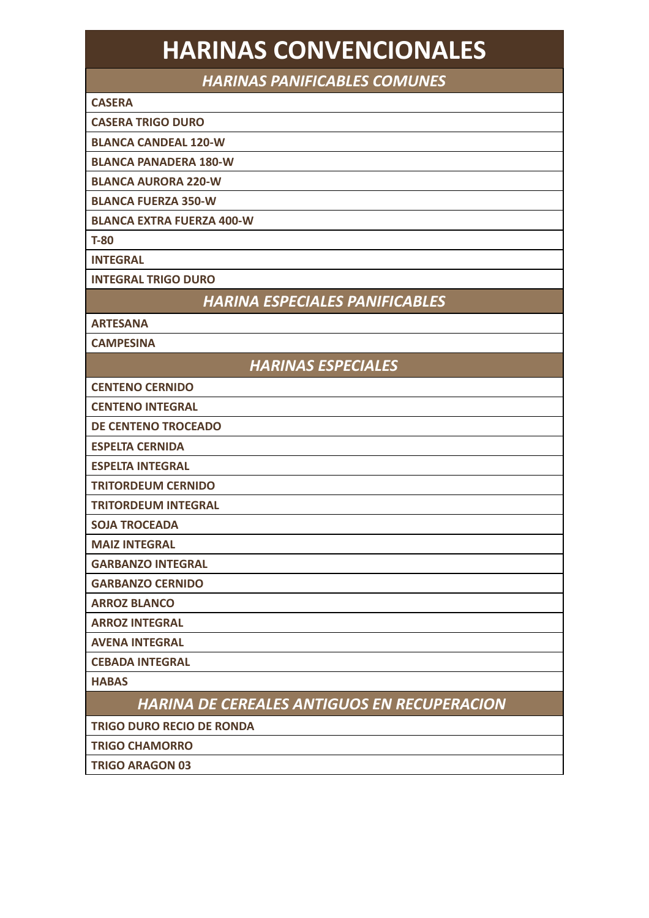# HARINAS CONVENCIONALES

| *HARINAS PANIFICABLES COMUNES* |
|---|
| **CASERA** |
| **CASERA TRIGO DURO** |
| **BLANCA CANDEAL 120-W** |
| **BLANCA PANADERA 180-W** |
| **BLANCA AURORA 220-W** |
| **BLANCA FUERZA 350-W** |
| **BLANCA EXTRA FUERZA 400-W** |
| **T-80** |
| **INTEGRAL** |
| **INTEGRAL TRIGO DURO** |
| ***HARINA ESPECIALES PANIFICABLES*** |
| **ARTESANA** |
| **CAMPESINA** |
| ***HARINAS ESPECIALES*** |
| **CENTENO CERNIDO** |
| **CENTENO INTEGRAL** |
| **DE CENTENO TROCEADO** |
| **ESPELTA CERNIDA** |
| **ESPELTA INTEGRAL** |
| **TRITORDEUM CERNIDO** |
| **TRITORDEUM INTEGRAL** |
| **SOJA TROCEADA** |
| **MAIZ INTEGRAL** |
| **GARBANZO INTEGRAL** |
| **GARBANZO CERNIDO** |
| **ARROZ BLANCO** |
| **ARROZ INTEGRAL** |
| **AVENA INTEGRAL** |
| **CEBADA INTEGRAL** |
| **HABAS** |
| ***HARINA DE CEREALES ANTIGUOS EN RECUPERACION*** |
| **TRIGO DURO RECIO DE RONDA** |
| **TRIGO CHAMORRO** |
| **TRIGO ARAGON 03** |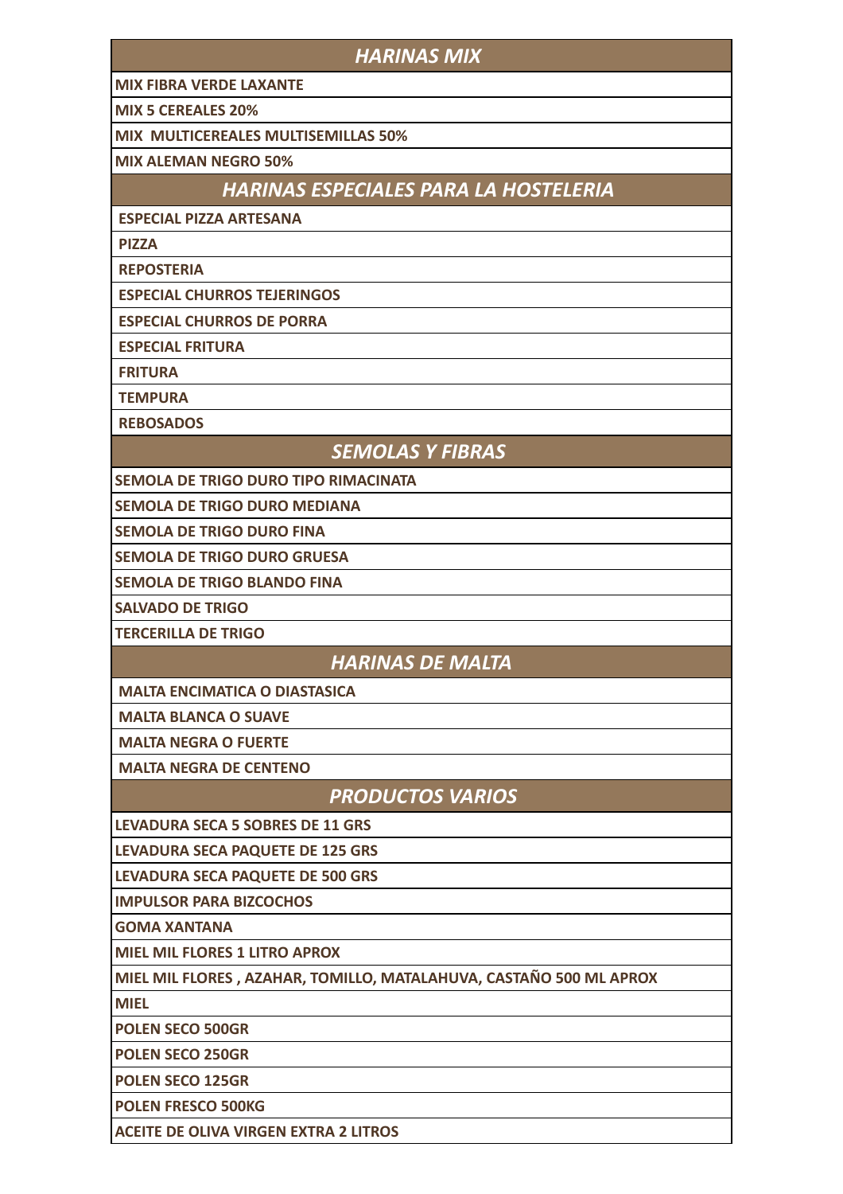| *HARINAS MIX* |
|---|
| MIX FIBRA VERDE LAXANTE |
| MIX 5 CEREALES 20% |
| MIX  MULTICEREALES MULTISEMILLAS 50% |
| MIX ALEMAN NEGRO 50% |
| *HARINAS ESPECIALES PARA LA HOSTELERIA* |
| ESPECIAL PIZZA ARTESANA |
| PIZZA |
| REPOSTERIA |
| ESPECIAL CHURROS TEJERINGOS |
| ESPECIAL CHURROS DE PORRA |
| ESPECIAL FRITURA |
| FRITURA |
| TEMPURA |
| REBOSADOS |
| *SEMOLAS Y FIBRAS* |
| SEMOLA DE TRIGO DURO TIPO RIMACINATA |
| SEMOLA DE TRIGO DURO MEDIANA |
| SEMOLA DE TRIGO DURO FINA |
| SEMOLA DE TRIGO DURO GRUESA |
| SEMOLA DE TRIGO BLANDO FINA |
| SALVADO DE TRIGO |
| TERCERILLA DE TRIGO |
| *HARINAS DE MALTA* |
| MALTA ENCIMATICA O DIASTASICA |
| MALTA BLANCA O SUAVE |
| MALTA NEGRA O FUERTE |
| MALTA NEGRA DE CENTENO |
| *PRODUCTOS VARIOS* |
| LEVADURA SECA 5 SOBRES DE 11 GRS |
| LEVADURA SECA PAQUETE DE 125 GRS |
| LEVADURA SECA PAQUETE DE 500 GRS |
| IMPULSOR PARA BIZCOCHOS |
| GOMA XANTANA |
| MIEL MIL FLORES 1 LITRO APROX |
| MIEL MIL FLORES , AZAHAR, TOMILLO, MATALAHUVA, CASTAÑO 500 ML APROX |
| MIEL |
| POLEN SECO 500GR |
| POLEN SECO 250GR |
| POLEN SECO 125GR |
| POLEN FRESCO 500KG |
| ACEITE DE OLIVA VIRGEN EXTRA 2 LITROS |